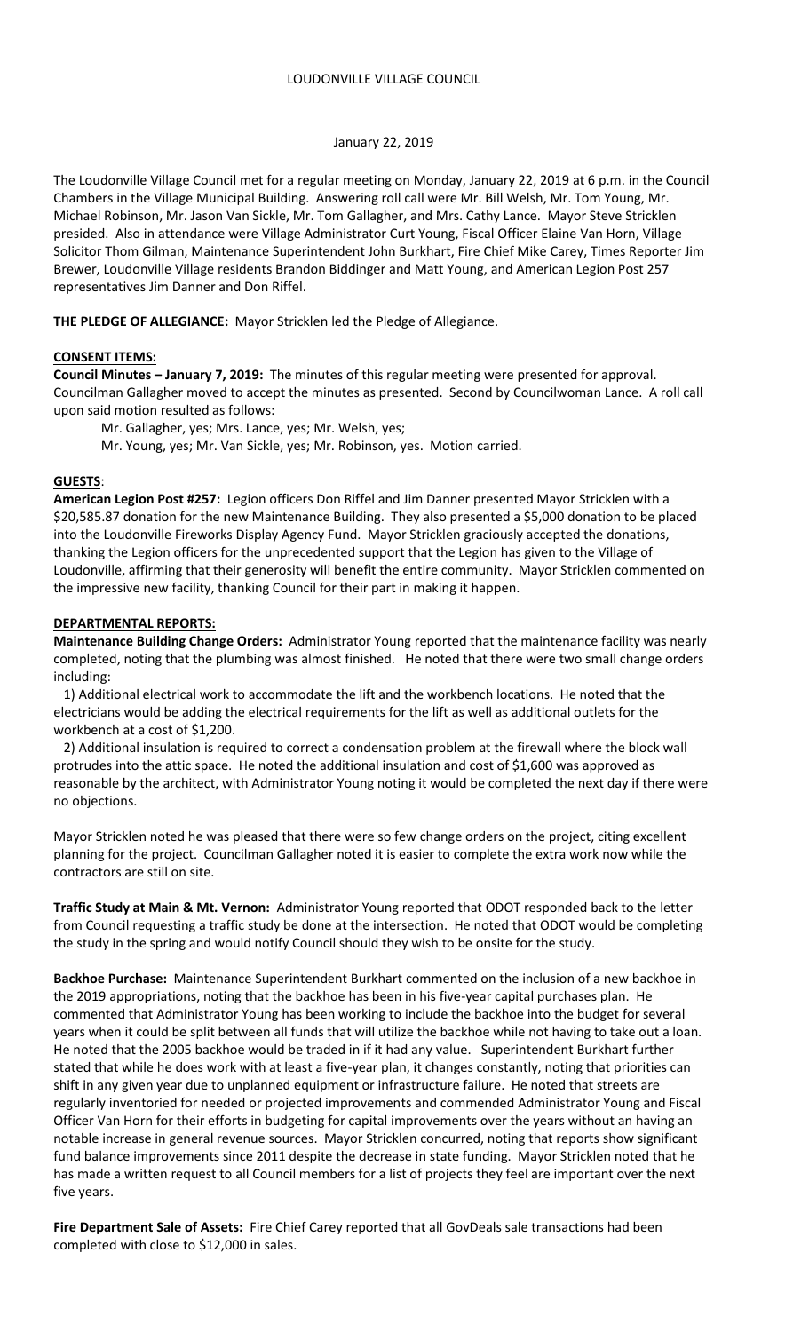# LOUDONVILLE VILLAGE COUNCIL

January 22, 2019

The Loudonville Village Council met for a regular meeting on Monday, January 22, 2019 at 6 p.m. in the Council Chambers in the Village Municipal Building. Answering roll call were Mr. Bill Welsh, Mr. Tom Young, Mr. Michael Robinson, Mr. Jason Van Sickle, Mr. Tom Gallagher, and Mrs. Cathy Lance. Mayor Steve Stricklen presided. Also in attendance were Village Administrator Curt Young, Fiscal Officer Elaine Van Horn, Village Solicitor Thom Gilman, Maintenance Superintendent John Burkhart, Fire Chief Mike Carey, Times Reporter Jim Brewer, Loudonville Village residents Brandon Biddinger and Matt Young, and American Legion Post 257 representatives Jim Danner and Don Riffel.

**THE PLEDGE OF ALLEGIANCE:** Mayor Stricklen led the Pledge of Allegiance.

**CONSENT ITEMS:**

**Council Minutes – January 7, 2019:** The minutes of this regular meeting were presented for approval. Councilman Gallagher moved to accept the minutes as presented. Second by Councilwoman Lance. A roll call upon said motion resulted as follows:

Mr. Gallagher, yes; Mrs. Lance, yes; Mr. Welsh, yes;
Mr. Young, yes; Mr. Van Sickle, yes; Mr. Robinson, yes. Motion carried.

**GUESTS**:

**American Legion Post #257:** Legion officers Don Riffel and Jim Danner presented Mayor Stricklen with a $20,585.87 donation for the new Maintenance Building. They also presented a $5,000 donation to be placed into the Loudonville Fireworks Display Agency Fund. Mayor Stricklen graciously accepted the donations, thanking the Legion officers for the unprecedented support that the Legion has given to the Village of Loudonville, affirming that their generosity will benefit the entire community. Mayor Stricklen commented on the impressive new facility, thanking Council for their part in making it happen.

**DEPARTMENTAL REPORTS:**

**Maintenance Building Change Orders:** Administrator Young reported that the maintenance facility was nearly completed, noting that the plumbing was almost finished. He noted that there were two small change orders including:

1) Additional electrical work to accommodate the lift and the workbench locations. He noted that the electricians would be adding the electrical requirements for the lift as well as additional outlets for the workbench at a cost of $1,200.

2) Additional insulation is required to correct a condensation problem at the firewall where the block wall protrudes into the attic space. He noted the additional insulation and cost of $1,600 was approved as reasonable by the architect, with Administrator Young noting it would be completed the next day if there were no objections.

Mayor Stricklen noted he was pleased that there were so few change orders on the project, citing excellent planning for the project. Councilman Gallagher noted it is easier to complete the extra work now while the contractors are still on site.

**Traffic Study at Main & Mt. Vernon:** Administrator Young reported that ODOT responded back to the letter from Council requesting a traffic study be done at the intersection. He noted that ODOT would be completing the study in the spring and would notify Council should they wish to be onsite for the study.

**Backhoe Purchase:** Maintenance Superintendent Burkhart commented on the inclusion of a new backhoe in the 2019 appropriations, noting that the backhoe has been in his five-year capital purchases plan. He commented that Administrator Young has been working to include the backhoe into the budget for several years when it could be split between all funds that will utilize the backhoe while not having to take out a loan. He noted that the 2005 backhoe would be traded in if it had any value. Superintendent Burkhart further stated that while he does work with at least a five-year plan, it changes constantly, noting that priorities can shift in any given year due to unplanned equipment or infrastructure failure. He noted that streets are regularly inventoried for needed or projected improvements and commended Administrator Young and Fiscal Officer Van Horn for their efforts in budgeting for capital improvements over the years without an having an notable increase in general revenue sources. Mayor Stricklen concurred, noting that reports show significant fund balance improvements since 2011 despite the decrease in state funding. Mayor Stricklen noted that he has made a written request to all Council members for a list of projects they feel are important over the next five years.

**Fire Department Sale of Assets:** Fire Chief Carey reported that all GovDeals sale transactions had been completed with close to $12,000 in sales.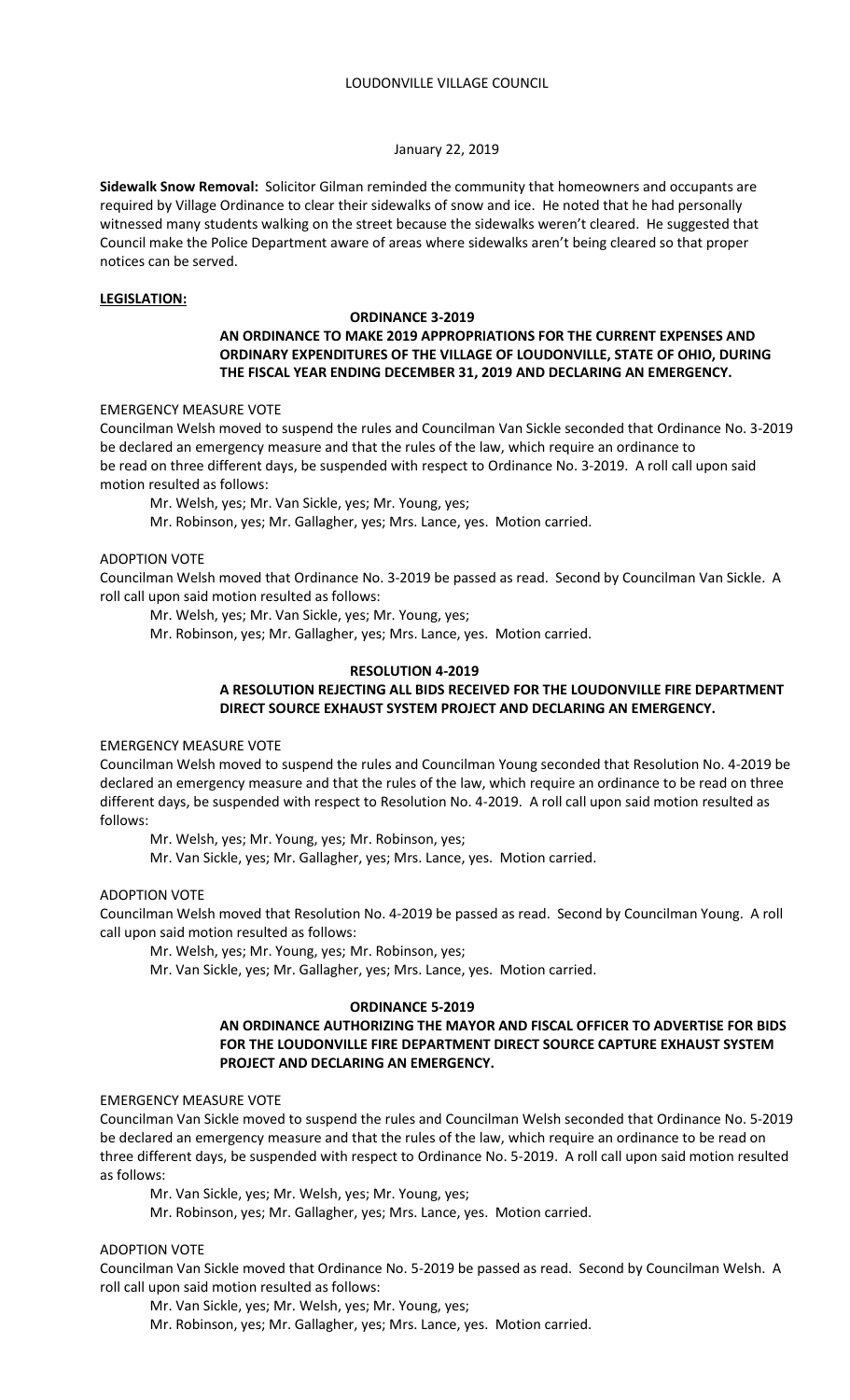LOUDONVILLE VILLAGE COUNCIL

January 22, 2019

**Sidewalk Snow Removal:** Solicitor Gilman reminded the community that homeowners and occupants are required by Village Ordinance to clear their sidewalks of snow and ice. He noted that he had personally witnessed many students walking on the street because the sidewalks weren't cleared. He suggested that Council make the Police Department aware of areas where sidewalks aren't being cleared so that proper notices can be served.

**LEGISLATION:**

**ORDINANCE 3-2019**

**AN ORDINANCE TO MAKE 2019 APPROPRIATIONS FOR THE CURRENT EXPENSES AND ORDINARY EXPENDITURES OF THE VILLAGE OF LOUDONVILLE, STATE OF OHIO, DURING THE FISCAL YEAR ENDING DECEMBER 31, 2019 AND DECLARING AN EMERGENCY.**

EMERGENCY MEASURE VOTE

Councilman Welsh moved to suspend the rules and Councilman Van Sickle seconded that Ordinance No. 3-2019 be declared an emergency measure and that the rules of the law, which require an ordinance to be read on three different days, be suspended with respect to Ordinance No. 3-2019. A roll call upon said motion resulted as follows:

Mr. Welsh, yes; Mr. Van Sickle, yes; Mr. Young, yes;
Mr. Robinson, yes; Mr. Gallagher, yes; Mrs. Lance, yes. Motion carried.

ADOPTION VOTE

Councilman Welsh moved that Ordinance No. 3-2019 be passed as read. Second by Councilman Van Sickle. A roll call upon said motion resulted as follows:

Mr. Welsh, yes; Mr. Van Sickle, yes; Mr. Young, yes;
Mr. Robinson, yes; Mr. Gallagher, yes; Mrs. Lance, yes. Motion carried.

**RESOLUTION 4-2019**

**A RESOLUTION REJECTING ALL BIDS RECEIVED FOR THE LOUDONVILLE FIRE DEPARTMENT DIRECT SOURCE EXHAUST SYSTEM PROJECT AND DECLARING AN EMERGENCY.**

EMERGENCY MEASURE VOTE

Councilman Welsh moved to suspend the rules and Councilman Young seconded that Resolution No. 4-2019 be declared an emergency measure and that the rules of the law, which require an ordinance to be read on three different days, be suspended with respect to Resolution No. 4-2019. A roll call upon said motion resulted as follows:

Mr. Welsh, yes; Mr. Young, yes; Mr. Robinson, yes;
Mr. Van Sickle, yes; Mr. Gallagher, yes; Mrs. Lance, yes. Motion carried.

ADOPTION VOTE

Councilman Welsh moved that Resolution No. 4-2019 be passed as read. Second by Councilman Young. A roll call upon said motion resulted as follows:

Mr. Welsh, yes; Mr. Young, yes; Mr. Robinson, yes;
Mr. Van Sickle, yes; Mr. Gallagher, yes; Mrs. Lance, yes. Motion carried.

**ORDINANCE 5-2019**

**AN ORDINANCE AUTHORIZING THE MAYOR AND FISCAL OFFICER TO ADVERTISE FOR BIDS FOR THE LOUDONVILLE FIRE DEPARTMENT DIRECT SOURCE CAPTURE EXHAUST SYSTEM PROJECT AND DECLARING AN EMERGENCY.**

EMERGENCY MEASURE VOTE

Councilman Van Sickle moved to suspend the rules and Councilman Welsh seconded that Ordinance No. 5-2019 be declared an emergency measure and that the rules of the law, which require an ordinance to be read on three different days, be suspended with respect to Ordinance No. 5-2019. A roll call upon said motion resulted as follows:

Mr. Van Sickle, yes; Mr. Welsh, yes; Mr. Young, yes;
Mr. Robinson, yes; Mr. Gallagher, yes; Mrs. Lance, yes. Motion carried.

ADOPTION VOTE

Councilman Van Sickle moved that Ordinance No. 5-2019 be passed as read. Second by Councilman Welsh. A roll call upon said motion resulted as follows:

Mr. Van Sickle, yes; Mr. Welsh, yes; Mr. Young, yes;
Mr. Robinson, yes; Mr. Gallagher, yes; Mrs. Lance, yes. Motion carried.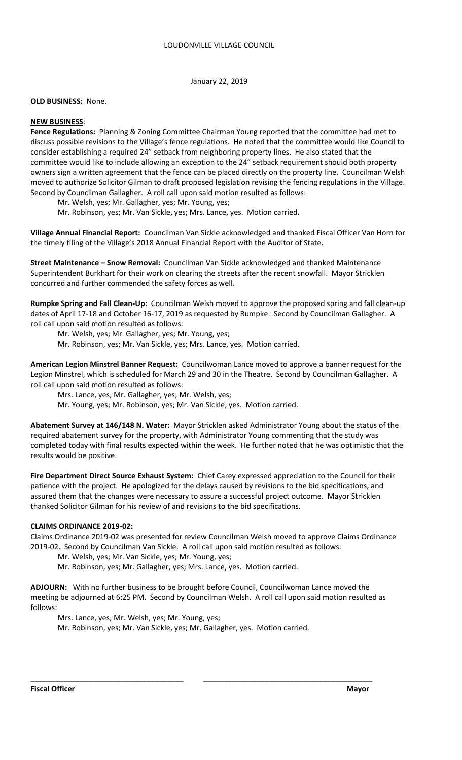LOUDONVILLE VILLAGE COUNCIL

January 22, 2019

**OLD BUSINESS:** None.

**NEW BUSINESS**:

**Fence Regulations:** Planning & Zoning Committee Chairman Young reported that the committee had met to discuss possible revisions to the Village's fence regulations. He noted that the committee would like Council to consider establishing a required 24" setback from neighboring property lines. He also stated that the committee would like to include allowing an exception to the 24" setback requirement should both property owners sign a written agreement that the fence can be placed directly on the property line. Councilman Welsh moved to authorize Solicitor Gilman to draft proposed legislation revising the fencing regulations in the Village. Second by Councilman Gallagher. A roll call upon said motion resulted as follows:

Mr. Welsh, yes; Mr. Gallagher, yes; Mr. Young, yes;
Mr. Robinson, yes; Mr. Van Sickle, yes; Mrs. Lance, yes. Motion carried.

**Village Annual Financial Report:** Councilman Van Sickle acknowledged and thanked Fiscal Officer Van Horn for the timely filing of the Village's 2018 Annual Financial Report with the Auditor of State.

**Street Maintenance – Snow Removal:** Councilman Van Sickle acknowledged and thanked Maintenance Superintendent Burkhart for their work on clearing the streets after the recent snowfall. Mayor Stricklen concurred and further commended the safety forces as well.

**Rumpke Spring and Fall Clean-Up:** Councilman Welsh moved to approve the proposed spring and fall clean-up dates of April 17-18 and October 16-17, 2019 as requested by Rumpke. Second by Councilman Gallagher. A roll call upon said motion resulted as follows:

Mr. Welsh, yes; Mr. Gallagher, yes; Mr. Young, yes;
Mr. Robinson, yes; Mr. Van Sickle, yes; Mrs. Lance, yes. Motion carried.

**American Legion Minstrel Banner Request:** Councilwoman Lance moved to approve a banner request for the Legion Minstrel, which is scheduled for March 29 and 30 in the Theatre. Second by Councilman Gallagher. A roll call upon said motion resulted as follows:

Mrs. Lance, yes; Mr. Gallagher, yes; Mr. Welsh, yes;
Mr. Young, yes; Mr. Robinson, yes; Mr. Van Sickle, yes. Motion carried.

**Abatement Survey at 146/148 N. Water:** Mayor Stricklen asked Administrator Young about the status of the required abatement survey for the property, with Administrator Young commenting that the study was completed today with final results expected within the week. He further noted that he was optimistic that the results would be positive.

**Fire Department Direct Source Exhaust System:** Chief Carey expressed appreciation to the Council for their patience with the project. He apologized for the delays caused by revisions to the bid specifications, and assured them that the changes were necessary to assure a successful project outcome. Mayor Stricklen thanked Solicitor Gilman for his review of and revisions to the bid specifications.

**CLAIMS ORDINANCE 2019-02:**

Claims Ordinance 2019-02 was presented for review Councilman Welsh moved to approve Claims Ordinance 2019-02. Second by Councilman Van Sickle. A roll call upon said motion resulted as follows:

Mr. Welsh, yes; Mr. Van Sickle, yes; Mr. Young, yes;
Mr. Robinson, yes; Mr. Gallagher, yes; Mrs. Lance, yes. Motion carried.

**ADJOURN:** With no further business to be brought before Council, Councilwoman Lance moved the meeting be adjourned at 6:25 PM. Second by Councilman Welsh. A roll call upon said motion resulted as follows:

Mrs. Lance, yes; Mr. Welsh, yes; Mr. Young, yes;
Mr. Robinson, yes; Mr. Van Sickle, yes; Mr. Gallagher, yes. Motion carried.

_____________________________________ _________________________________________

**Fiscal Officer** **Mayor**